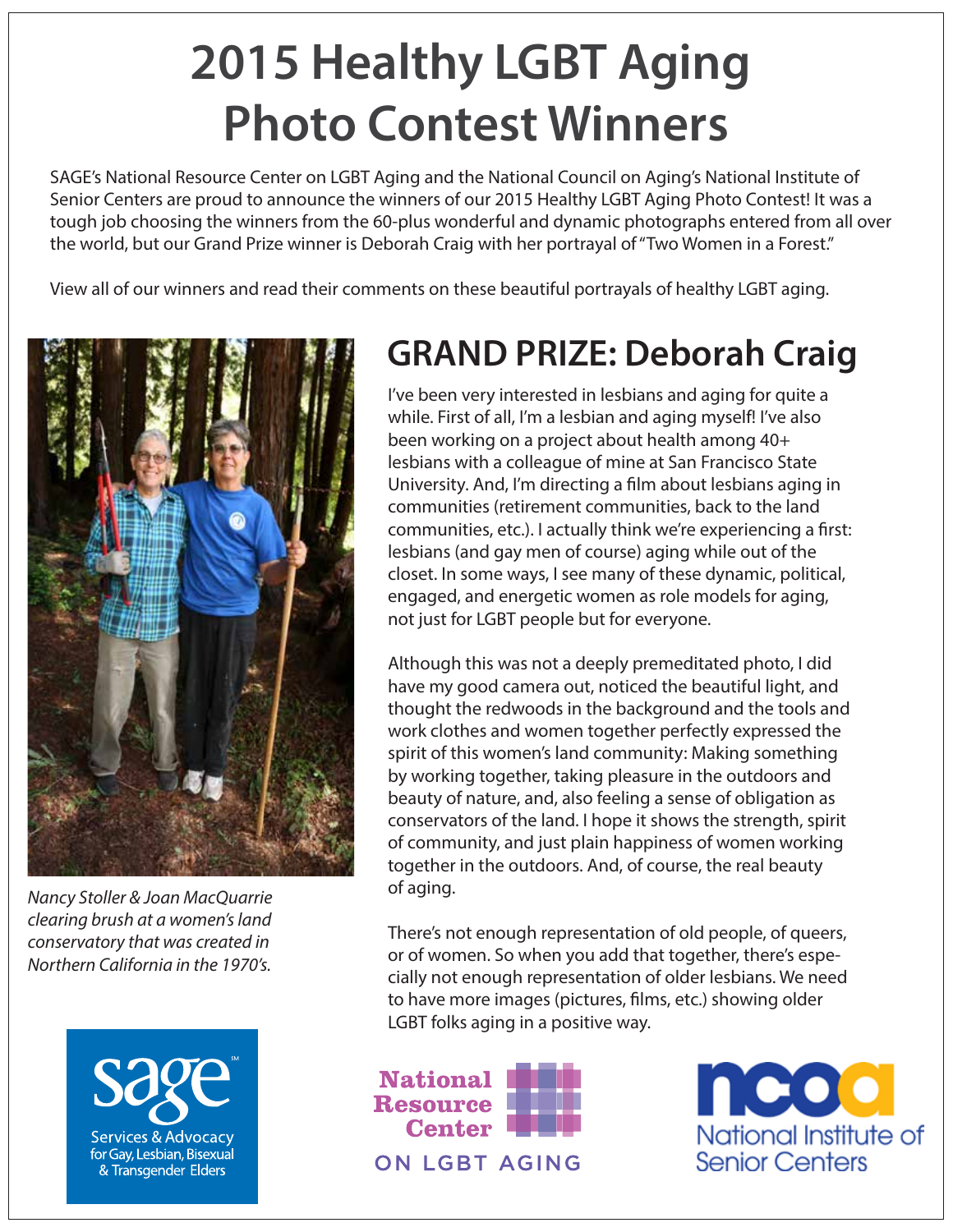# 2015 Healthy LGBT Aging Photo Contest Winners

SAGE's National Resource Center on LGBT Aging and the National Council on Aging's National Institute of Senior Centers are proud to announce the winners of our 2015 Healthy LGBT Aging Photo Contest! It was a tough job choosing the winners from the 60-plus wonderful and dynamic photographs entered from all over the world, but our Grand Prize winner is Deborah Craig with her portrayal of "Two Women in a Forest."

View all of our winners and read their comments on these beautiful portrayals of healthy LGBT aging.

*Nancy Stoller & Joan MacQuarrie clearing brush at a women's land conservatory that was created in Northern California in the 1970's.*

## GRAND PRIZE: Deborah Craig

I've been very interested in lesbians and aging for quite a while. First of all, I'm a lesbian and aging myself! I've also been working on a project about health among 40+ lesbians with a colleague of mine at San Francisco State University. And, I'm directing a film about lesbians aging in communities (retirement communities, back to the land communities, etc.). I actually think we're experiencing a first: lesbians (and gay men of course) aging while out of the closet. In some ways, I see many of these dynamic, political, engaged, and energetic women as role models for aging, not just for LGBT people but for everyone.

Although this was not a deeply premeditated photo, I did have my good camera out, noticed the beautiful light, and thought the redwoods in the background and the tools and work clothes and women together perfectly expressed the spirit of this women's land community: Making something by working together, taking pleasure in the outdoors and beauty of nature, and, also feeling a sense of obligation as conservators of the land. I hope it shows the strength, spirit of community, and just plain happiness of women working together in the outdoors. And, of course, the real beauty of aging.

There's not enough representation of old people, of queers, or of women. So when you add that together, there's especially not enough representation of older lesbians. We need to have more images (pictures, films, etc.) showing older LGBT folks aging in a positive way.

sage — Services & Advocacy for Gay, Lesbian, Bisexual & Transgender Elders

National Resource Center ON LGBT AGING

ncoa — National Institute of Senior Centers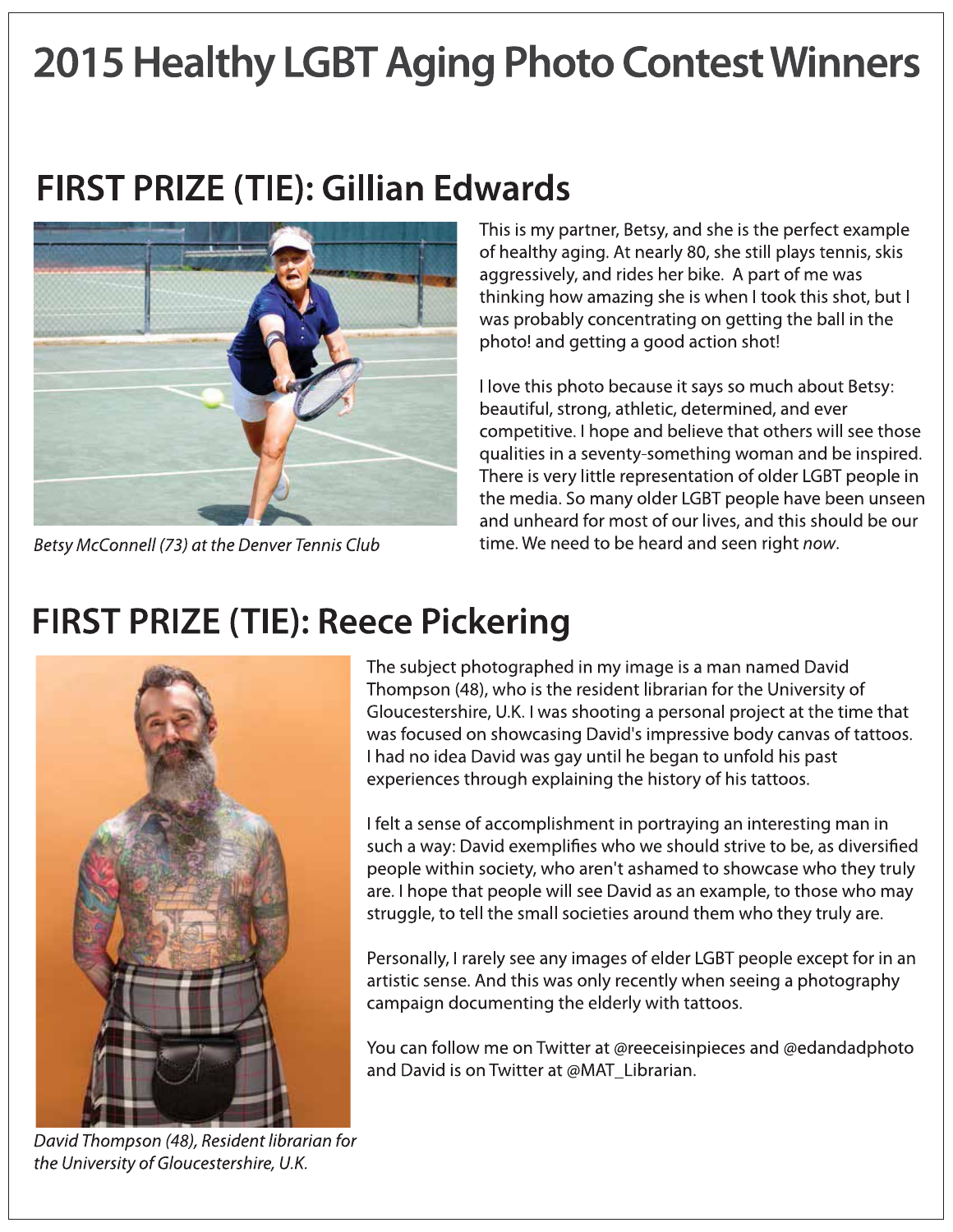# 2015 Healthy LGBT Aging Photo Contest Winners

## FIRST PRIZE (TIE): Gillian Edwards

*Betsy McConnell (73) at the Denver Tennis Club*

This is my partner, Betsy, and she is the perfect example of healthy aging. At nearly 80, she still plays tennis, skis aggressively, and rides her bike. A part of me was thinking how amazing she is when I took this shot, but I was probably concentrating on getting the ball in the photo! and getting a good action shot!

I love this photo because it says so much about Betsy: beautiful, strong, athletic, determined, and ever competitive. I hope and believe that others will see those qualities in a seventy-something woman and be inspired. There is very little representation of older LGBT people in the media. So many older LGBT people have been unseen and unheard for most of our lives, and this should be our time. We need to be heard and seen right *now*.

## FIRST PRIZE (TIE): Reece Pickering

*David Thompson (48), Resident librarian for the University of Gloucestershire, U.K.*

The subject photographed in my image is a man named David Thompson (48), who is the resident librarian for the University of Gloucestershire, U.K. I was shooting a personal project at the time that was focused on showcasing David's impressive body canvas of tattoos. I had no idea David was gay until he began to unfold his past experiences through explaining the history of his tattoos.

I felt a sense of accomplishment in portraying an interesting man in such a way: David exemplifies who we should strive to be, as diversified people within society, who aren't ashamed to showcase who they truly are. I hope that people will see David as an example, to those who may struggle, to tell the small societies around them who they truly are.

Personally, I rarely see any images of elder LGBT people except for in an artistic sense. And this was only recently when seeing a photography campaign documenting the elderly with tattoos.

You can follow me on Twitter at @reeceisinpieces and @edandadphoto and David is on Twitter at @MAT_Librarian.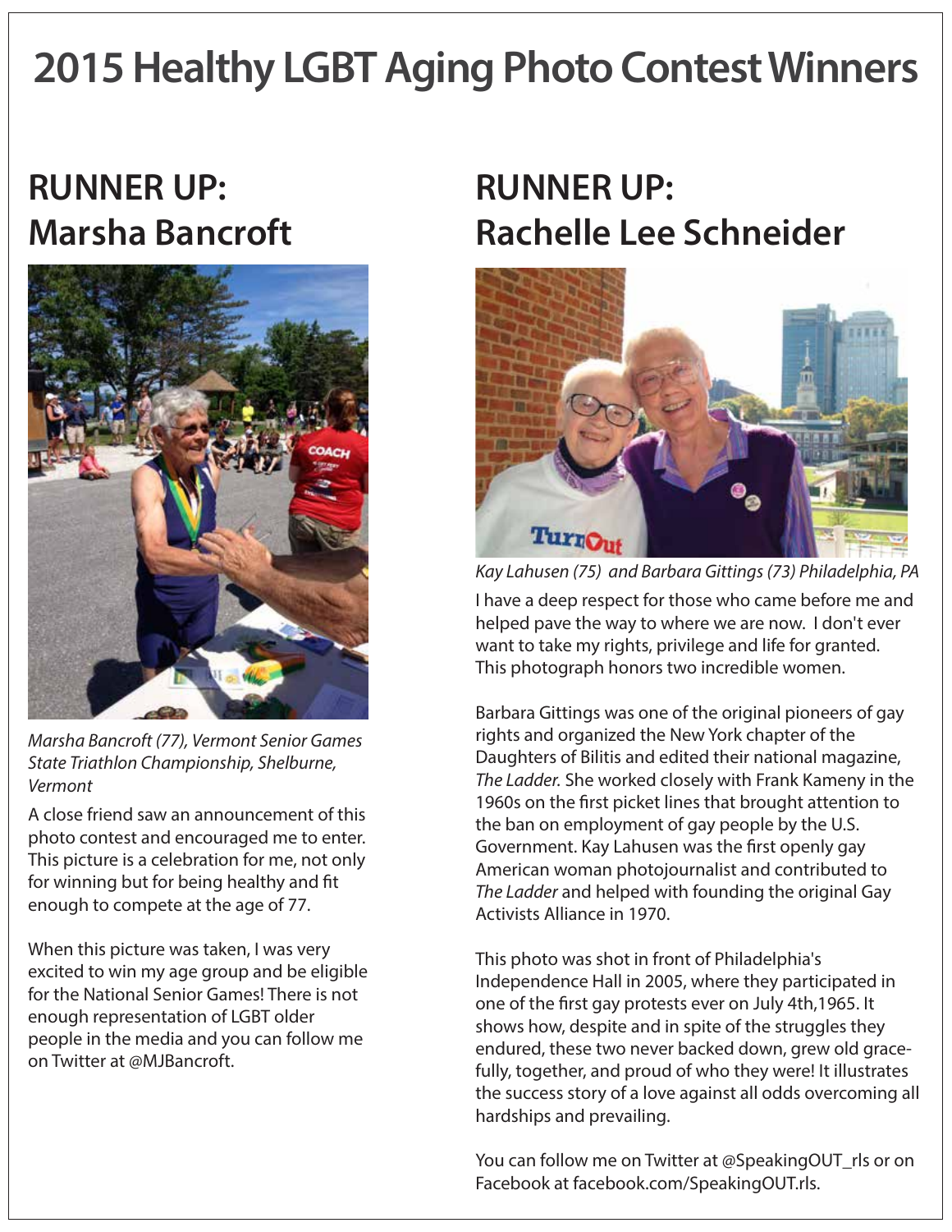# 2015 Healthy LGBT Aging Photo Contest Winners

## RUNNER UP: Marsha Bancroft

*Marsha Bancroft (77), Vermont Senior Games State Triathlon Championship, Shelburne, Vermont*

A close friend saw an announcement of this photo contest and encouraged me to enter. This picture is a celebration for me, not only for winning but for being healthy and fit enough to compete at the age of 77.

When this picture was taken, I was very excited to win my age group and be eligible for the National Senior Games! There is not enough representation of LGBT older people in the media and you can follow me on Twitter at @MJBancroft.

## RUNNER UP: Rachelle Lee Schneider

*Kay Lahusen (75) and Barbara Gittings (73) Philadelphia, PA*

I have a deep respect for those who came before me and helped pave the way to where we are now. I don't ever want to take my rights, privilege and life for granted. This photograph honors two incredible women.

Barbara Gittings was one of the original pioneers of gay rights and organized the New York chapter of the Daughters of Bilitis and edited their national magazine, *The Ladder.* She worked closely with Frank Kameny in the 1960s on the first picket lines that brought attention to the ban on employment of gay people by the U.S. Government. Kay Lahusen was the first openly gay American woman photojournalist and contributed to *The Ladder* and helped with founding the original Gay Activists Alliance in 1970.

This photo was shot in front of Philadelphia's Independence Hall in 2005, where they participated in one of the first gay protests ever on July 4th,1965. It shows how, despite and in spite of the struggles they endured, these two never backed down, grew old gracefully, together, and proud of who they were! It illustrates the success story of a love against all odds overcoming all hardships and prevailing.

You can follow me on Twitter at @SpeakingOUT_rls or on Facebook at facebook.com/SpeakingOUT.rls.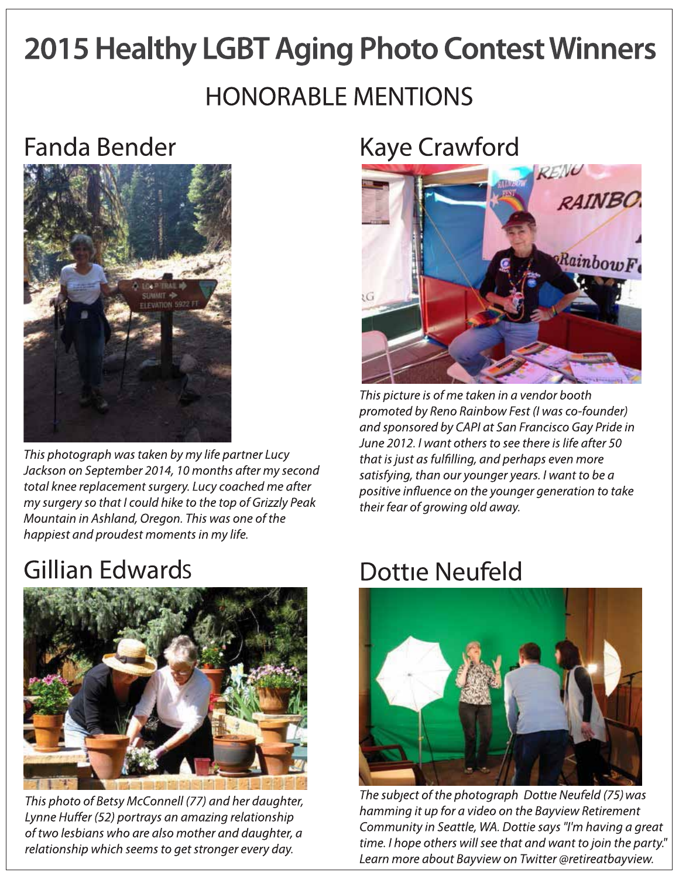# 2015 Healthy LGBT Aging Photo Contest Winners

## HONORABLE MENTIONS

### Fanda Bender

*This photograph was taken by my life partner Lucy Jackson on September 2014, 10 months after my second total knee replacement surgery. Lucy coached me after my surgery so that I could hike to the top of Grizzly Peak Mountain in Ashland, Oregon. This was one of the happiest and proudest moments in my life.*

### Kaye Crawford

*This picture is of me taken in a vendor booth promoted by Reno Rainbow Fest (I was co-founder) and sponsored by CAPI at San Francisco Gay Pride in June 2012. I want others to see there is life after 50 that is just as fulfilling, and perhaps even more satisfying, than our younger years. I want to be a positive influence on the younger generation to take their fear of growing old away.*

### Gillian Edwards

*This photo of Betsy McConnell (77) and her daughter, Lynne Huffer (52) portrays an amazing relationship of two lesbians who are also mother and daughter, a relationship which seems to get stronger every day.*

### Dottie Neufeld

*The subject of the photograph Dottie Neufeld (75) was hamming it up for a video on the Bayview Retirement Community in Seattle, WA. Dottie says "I'm having a great time. I hope others will see that and want to join the party." Learn more about Bayview on Twitter @retireatbayview.*